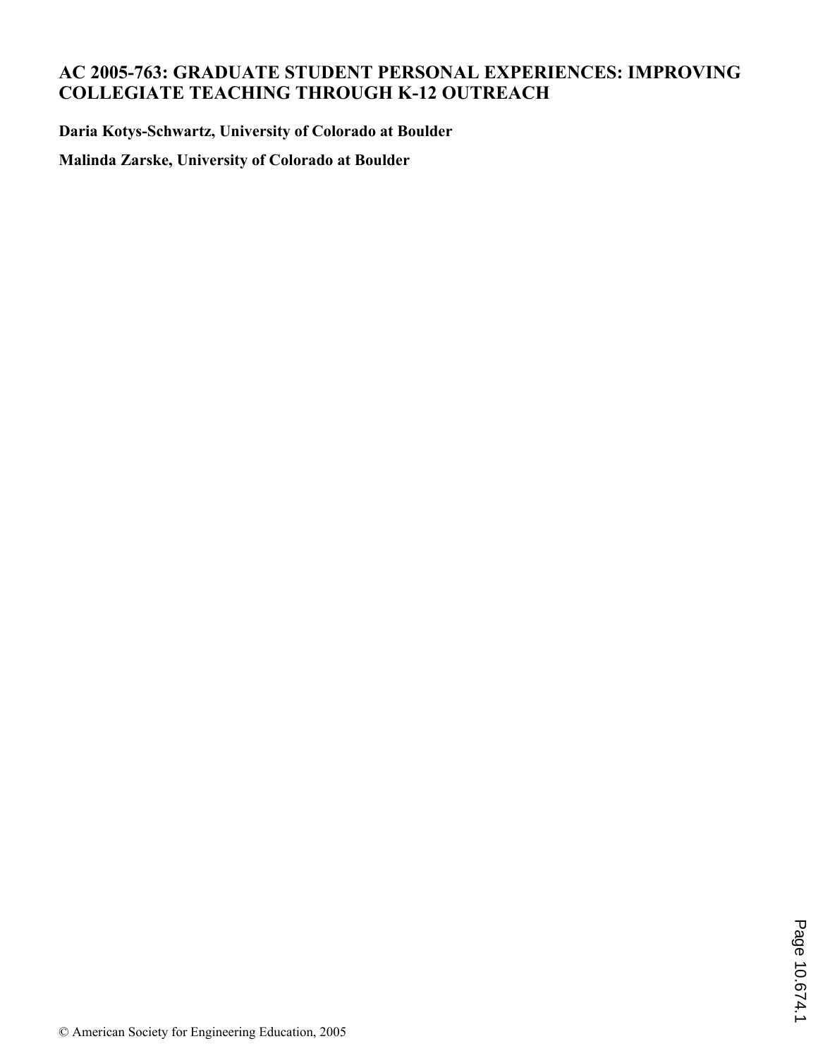# AC 2005-763: GRADUATE STUDENT PERSONAL EXPERIENCES: IMPROVING COLLEGIATE TEACHING THROUGH K-12 OUTREACH

**Daria Kotys-Schwartz, University of Colorado at Boulder**

**Malinda Zarske, University of Colorado at Boulder**

© American Society for Engineering Education, 2005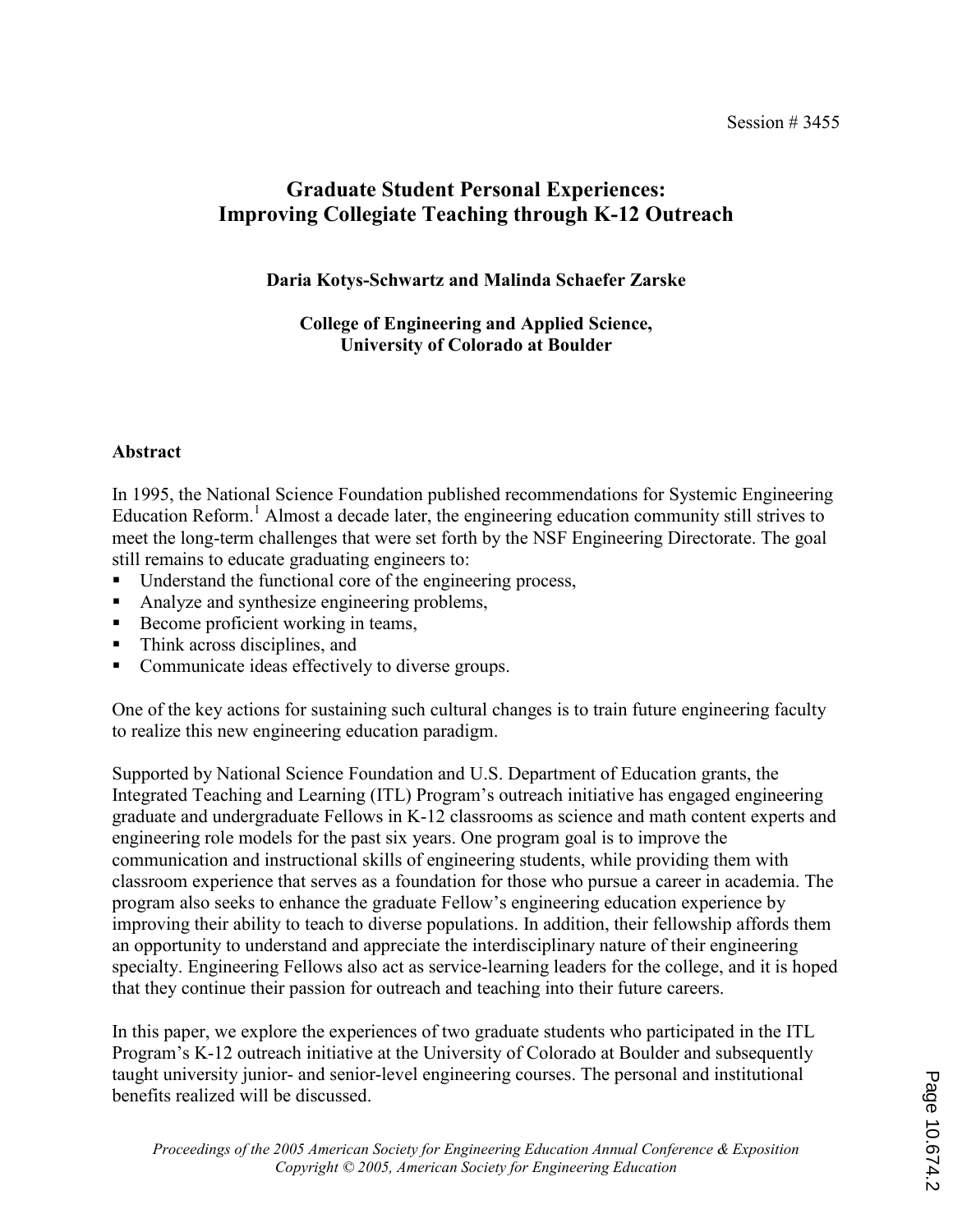# Graduate Student Personal Experiences: Improving Collegiate Teaching through K-12 Outreach

**Daria Kotys-Schwartz and Malinda Schaefer Zarske**

**College of Engineering and Applied Science, University of Colorado at Boulder**

## Abstract

In 1995, the National Science Foundation published recommendations for Systemic Engineering Education Reform.[1] Almost a decade later, the engineering education community still strives to meet the long-term challenges that were set forth by the NSF Engineering Directorate. The goal still remains to educate graduating engineers to:

- Understand the functional core of the engineering process,
- Analyze and synthesize engineering problems,
- Become proficient working in teams,
- Think across disciplines, and
- Communicate ideas effectively to diverse groups.

One of the key actions for sustaining such cultural changes is to train future engineering faculty to realize this new engineering education paradigm.

Supported by National Science Foundation and U.S. Department of Education grants, the Integrated Teaching and Learning (ITL) Program's outreach initiative has engaged engineering graduate and undergraduate Fellows in K-12 classrooms as science and math content experts and engineering role models for the past six years. One program goal is to improve the communication and instructional skills of engineering students, while providing them with classroom experience that serves as a foundation for those who pursue a career in academia. The program also seeks to enhance the graduate Fellow's engineering education experience by improving their ability to teach to diverse populations. In addition, their fellowship affords them an opportunity to understand and appreciate the interdisciplinary nature of their engineering specialty. Engineering Fellows also act as service-learning leaders for the college, and it is hoped that they continue their passion for outreach and teaching into their future careers.

In this paper, we explore the experiences of two graduate students who participated in the ITL Program's K-12 outreach initiative at the University of Colorado at Boulder and subsequently taught university junior- and senior-level engineering courses. The personal and institutional benefits realized will be discussed.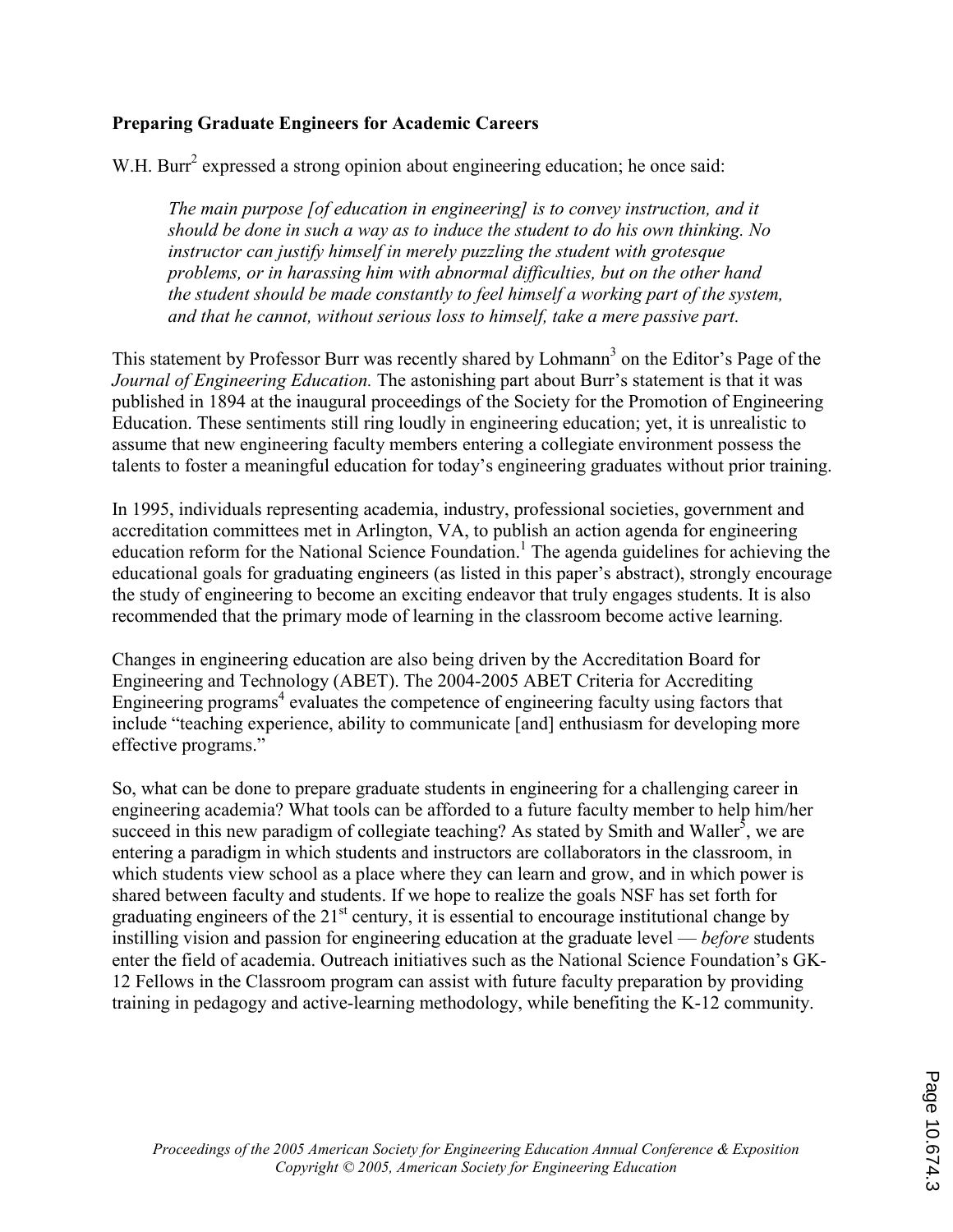### Preparing Graduate Engineers for Academic Careers

W.H. Burr[2] expressed a strong opinion about engineering education; he once said:

> *The main purpose [of education in engineering] is to convey instruction, and it should be done in such a way as to induce the student to do his own thinking. No instructor can justify himself in merely puzzling the student with grotesque problems, or in harassing him with abnormal difficulties, but on the other hand the student should be made constantly to feel himself a working part of the system, and that he cannot, without serious loss to himself, take a mere passive part.*

This statement by Professor Burr was recently shared by Lohmann[3] on the Editor's Page of the *Journal of Engineering Education.* The astonishing part about Burr's statement is that it was published in 1894 at the inaugural proceedings of the Society for the Promotion of Engineering Education. These sentiments still ring loudly in engineering education; yet, it is unrealistic to assume that new engineering faculty members entering a collegiate environment possess the talents to foster a meaningful education for today's engineering graduates without prior training.

In 1995, individuals representing academia, industry, professional societies, government and accreditation committees met in Arlington, VA, to publish an action agenda for engineering education reform for the National Science Foundation.[1] The agenda guidelines for achieving the educational goals for graduating engineers (as listed in this paper's abstract), strongly encourage the study of engineering to become an exciting endeavor that truly engages students. It is also recommended that the primary mode of learning in the classroom become active learning.

Changes in engineering education are also being driven by the Accreditation Board for Engineering and Technology (ABET). The 2004-2005 ABET Criteria for Accrediting Engineering programs[4] evaluates the competence of engineering faculty using factors that include "teaching experience, ability to communicate [and] enthusiasm for developing more effective programs."

So, what can be done to prepare graduate students in engineering for a challenging career in engineering academia? What tools can be afforded to a future faculty member to help him/her succeed in this new paradigm of collegiate teaching? As stated by Smith and Waller[5], we are entering a paradigm in which students and instructors are collaborators in the classroom, in which students view school as a place where they can learn and grow, and in which power is shared between faculty and students. If we hope to realize the goals NSF has set forth for graduating engineers of the 21st century, it is essential to encourage institutional change by instilling vision and passion for engineering education at the graduate level — *before* students enter the field of academia. Outreach initiatives such as the National Science Foundation's GK-12 Fellows in the Classroom program can assist with future faculty preparation by providing training in pedagogy and active-learning methodology, while benefiting the K-12 community.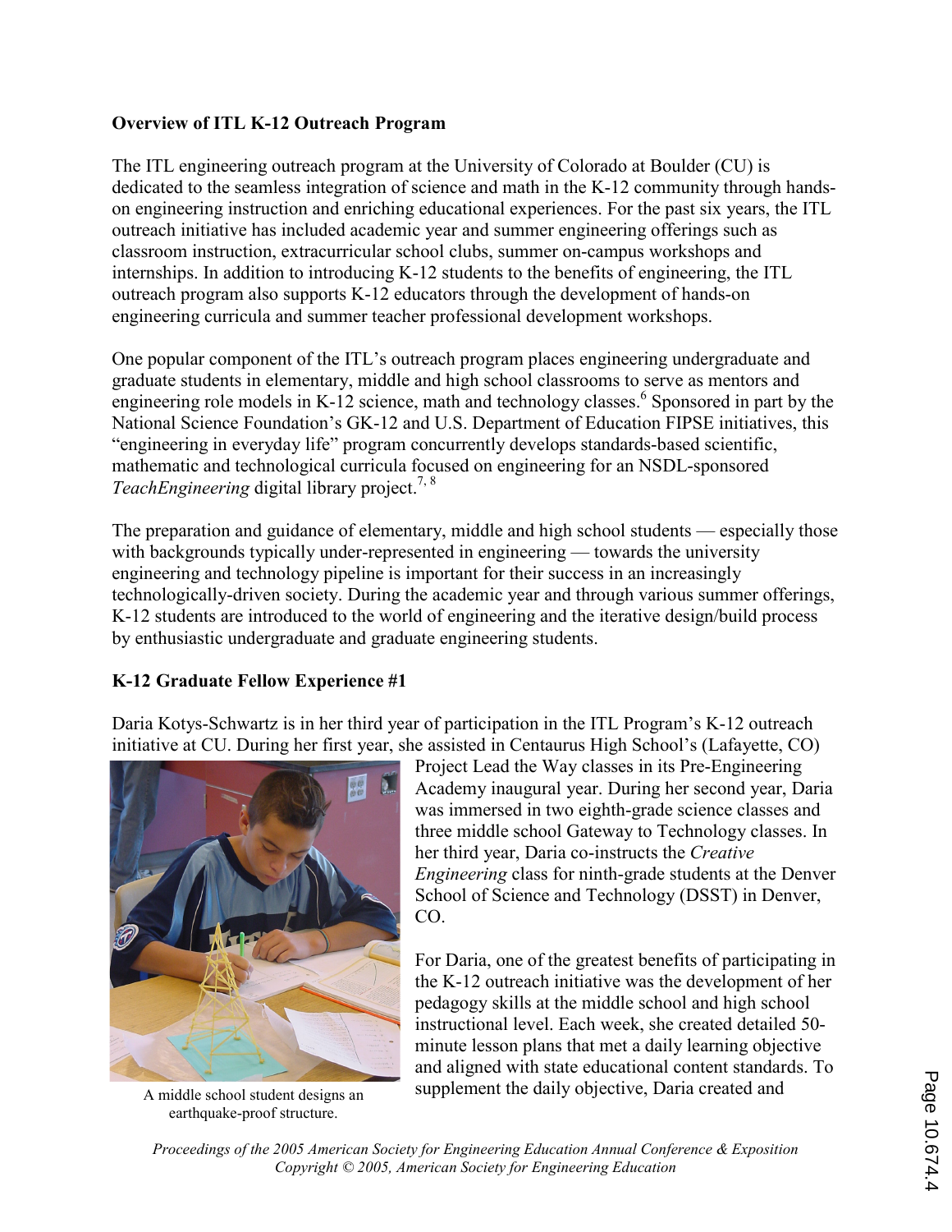## Overview of ITL K-12 Outreach Program

The ITL engineering outreach program at the University of Colorado at Boulder (CU) is dedicated to the seamless integration of science and math in the K-12 community through hands-on engineering instruction and enriching educational experiences. For the past six years, the ITL outreach initiative has included academic year and summer engineering offerings such as classroom instruction, extracurricular school clubs, summer on-campus workshops and internships. In addition to introducing K-12 students to the benefits of engineering, the ITL outreach program also supports K-12 educators through the development of hands-on engineering curricula and summer teacher professional development workshops.

One popular component of the ITL's outreach program places engineering undergraduate and graduate students in elementary, middle and high school classrooms to serve as mentors and engineering role models in K-12 science, math and technology classes.[6] Sponsored in part by the National Science Foundation's GK-12 and U.S. Department of Education FIPSE initiatives, this "engineering in everyday life" program concurrently develops standards-based scientific, mathematic and technological curricula focused on engineering for an NSDL-sponsored *TeachEngineering* digital library project.[7, 8]

The preparation and guidance of elementary, middle and high school students — especially those with backgrounds typically under-represented in engineering — towards the university engineering and technology pipeline is important for their success in an increasingly technologically-driven society. During the academic year and through various summer offerings, K-12 students are introduced to the world of engineering and the iterative design/build process by enthusiastic undergraduate and graduate engineering students.

## K-12 Graduate Fellow Experience #1

Daria Kotys-Schwartz is in her third year of participation in the ITL Program's K-12 outreach initiative at CU. During her first year, she assisted in Centaurus High School's (Lafayette, CO) Project Lead the Way classes in its Pre-Engineering Academy inaugural year. During her second year, Daria was immersed in two eighth-grade science classes and three middle school Gateway to Technology classes. In her third year, Daria co-instructs the *Creative Engineering* class for ninth-grade students at the Denver School of Science and Technology (DSST) in Denver, CO.

A middle school student designs an earthquake-proof structure.

For Daria, one of the greatest benefits of participating in the K-12 outreach initiative was the development of her pedagogy skills at the middle school and high school instructional level. Each week, she created detailed 50-minute lesson plans that met a daily learning objective and aligned with state educational content standards. To supplement the daily objective, Daria created and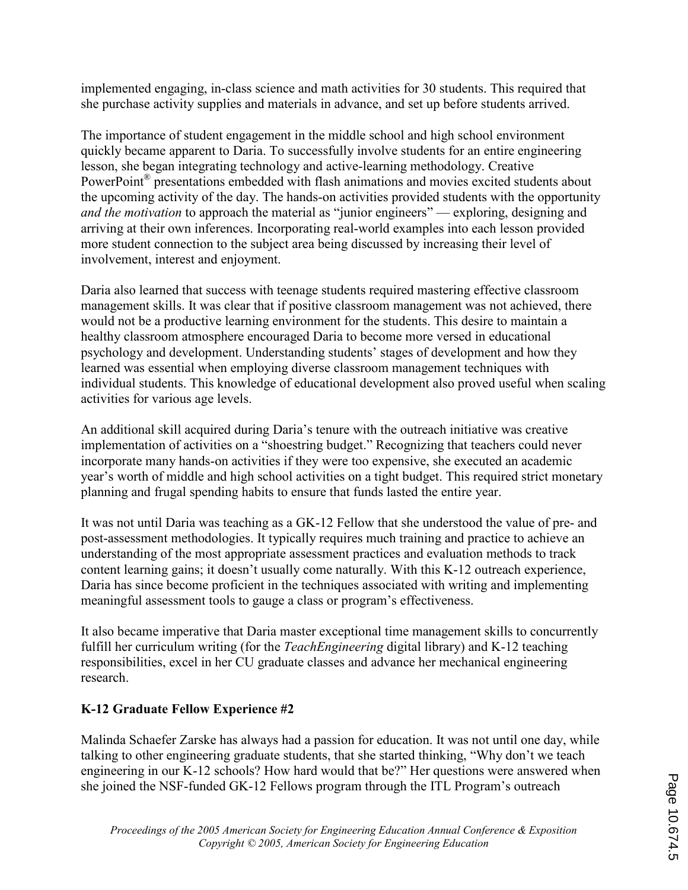implemented engaging, in-class science and math activities for 30 students. This required that she purchase activity supplies and materials in advance, and set up before students arrived.

The importance of student engagement in the middle school and high school environment quickly became apparent to Daria. To successfully involve students for an entire engineering lesson, she began integrating technology and active-learning methodology. Creative PowerPoint® presentations embedded with flash animations and movies excited students about the upcoming activity of the day. The hands-on activities provided students with the opportunity *and the motivation* to approach the material as "junior engineers" — exploring, designing and arriving at their own inferences. Incorporating real-world examples into each lesson provided more student connection to the subject area being discussed by increasing their level of involvement, interest and enjoyment.

Daria also learned that success with teenage students required mastering effective classroom management skills. It was clear that if positive classroom management was not achieved, there would not be a productive learning environment for the students. This desire to maintain a healthy classroom atmosphere encouraged Daria to become more versed in educational psychology and development. Understanding students' stages of development and how they learned was essential when employing diverse classroom management techniques with individual students. This knowledge of educational development also proved useful when scaling activities for various age levels.

An additional skill acquired during Daria's tenure with the outreach initiative was creative implementation of activities on a "shoestring budget." Recognizing that teachers could never incorporate many hands-on activities if they were too expensive, she executed an academic year's worth of middle and high school activities on a tight budget. This required strict monetary planning and frugal spending habits to ensure that funds lasted the entire year.

It was not until Daria was teaching as a GK-12 Fellow that she understood the value of pre- and post-assessment methodologies. It typically requires much training and practice to achieve an understanding of the most appropriate assessment practices and evaluation methods to track content learning gains; it doesn't usually come naturally. With this K-12 outreach experience, Daria has since become proficient in the techniques associated with writing and implementing meaningful assessment tools to gauge a class or program's effectiveness.

It also became imperative that Daria master exceptional time management skills to concurrently fulfill her curriculum writing (for the *TeachEngineering* digital library) and K-12 teaching responsibilities, excel in her CU graduate classes and advance her mechanical engineering research.

## K-12 Graduate Fellow Experience #2

Malinda Schaefer Zarske has always had a passion for education. It was not until one day, while talking to other engineering graduate students, that she started thinking, "Why don't we teach engineering in our K-12 schools? How hard would that be?" Her questions were answered when she joined the NSF-funded GK-12 Fellows program through the ITL Program's outreach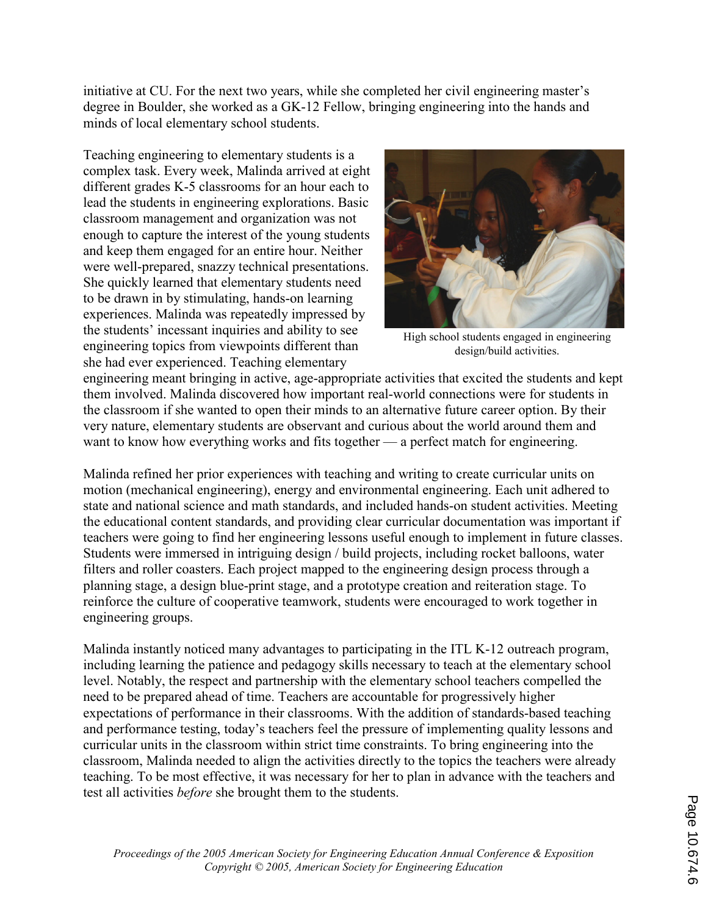initiative at CU. For the next two years, while she completed her civil engineering master's degree in Boulder, she worked as a GK-12 Fellow, bringing engineering into the hands and minds of local elementary school students.

Teaching engineering to elementary students is a complex task. Every week, Malinda arrived at eight different grades K-5 classrooms for an hour each to lead the students in engineering explorations. Basic classroom management and organization was not enough to capture the interest of the young students and keep them engaged for an entire hour. Neither were well-prepared, snazzy technical presentations. She quickly learned that elementary students need to be drawn in by stimulating, hands-on learning experiences. Malinda was repeatedly impressed by the students' incessant inquiries and ability to see engineering topics from viewpoints different than she had ever experienced. Teaching elementary engineering meant bringing in active, age-appropriate activities that excited the students and kept them involved. Malinda discovered how important real-world connections were for students in the classroom if she wanted to open their minds to an alternative future career option. By their very nature, elementary students are observant and curious about the world around them and want to know how everything works and fits together — a perfect match for engineering.

High school students engaged in engineering design/build activities.

Malinda refined her prior experiences with teaching and writing to create curricular units on motion (mechanical engineering), energy and environmental engineering. Each unit adhered to state and national science and math standards, and included hands-on student activities. Meeting the educational content standards, and providing clear curricular documentation was important if teachers were going to find her engineering lessons useful enough to implement in future classes. Students were immersed in intriguing design / build projects, including rocket balloons, water filters and roller coasters. Each project mapped to the engineering design process through a planning stage, a design blue-print stage, and a prototype creation and reiteration stage. To reinforce the culture of cooperative teamwork, students were encouraged to work together in engineering groups.

Malinda instantly noticed many advantages to participating in the ITL K-12 outreach program, including learning the patience and pedagogy skills necessary to teach at the elementary school level. Notably, the respect and partnership with the elementary school teachers compelled the need to be prepared ahead of time. Teachers are accountable for progressively higher expectations of performance in their classrooms. With the addition of standards-based teaching and performance testing, today's teachers feel the pressure of implementing quality lessons and curricular units in the classroom within strict time constraints. To bring engineering into the classroom, Malinda needed to align the activities directly to the topics the teachers were already teaching. To be most effective, it was necessary for her to plan in advance with the teachers and test all activities *before* she brought them to the students.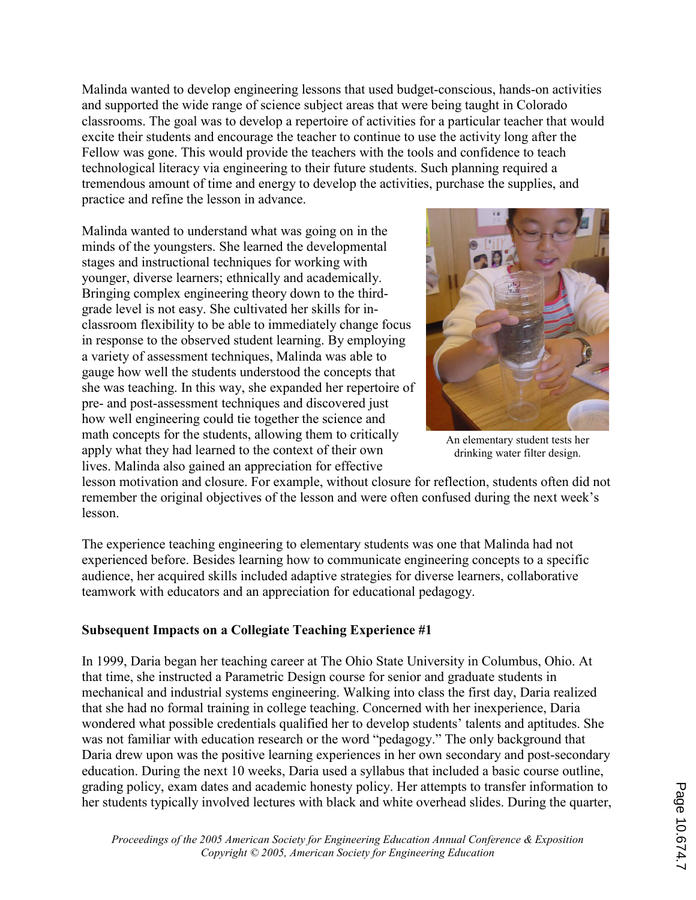Malinda wanted to develop engineering lessons that used budget-conscious, hands-on activities and supported the wide range of science subject areas that were being taught in Colorado classrooms. The goal was to develop a repertoire of activities for a particular teacher that would excite their students and encourage the teacher to continue to use the activity long after the Fellow was gone. This would provide the teachers with the tools and confidence to teach technological literacy via engineering to their future students. Such planning required a tremendous amount of time and energy to develop the activities, purchase the supplies, and practice and refine the lesson in advance.

Malinda wanted to understand what was going on in the minds of the youngsters. She learned the developmental stages and instructional techniques for working with younger, diverse learners; ethnically and academically. Bringing complex engineering theory down to the third-grade level is not easy. She cultivated her skills for in-classroom flexibility to be able to immediately change focus in response to the observed student learning. By employing a variety of assessment techniques, Malinda was able to gauge how well the students understood the concepts that she was teaching. In this way, she expanded her repertoire of pre- and post-assessment techniques and discovered just how well engineering could tie together the science and math concepts for the students, allowing them to critically apply what they had learned to the context of their own lives. Malinda also gained an appreciation for effective lesson motivation and closure. For example, without closure for reflection, students often did not remember the original objectives of the lesson and were often confused during the next week's lesson.

An elementary student tests her drinking water filter design.

The experience teaching engineering to elementary students was one that Malinda had not experienced before. Besides learning how to communicate engineering concepts to a specific audience, her acquired skills included adaptive strategies for diverse learners, collaborative teamwork with educators and an appreciation for educational pedagogy.

**Subsequent Impacts on a Collegiate Teaching Experience #1**

In 1999, Daria began her teaching career at The Ohio State University in Columbus, Ohio. At that time, she instructed a Parametric Design course for senior and graduate students in mechanical and industrial systems engineering. Walking into class the first day, Daria realized that she had no formal training in college teaching. Concerned with her inexperience, Daria wondered what possible credentials qualified her to develop students' talents and aptitudes. She was not familiar with education research or the word "pedagogy." The only background that Daria drew upon was the positive learning experiences in her own secondary and post-secondary education. During the next 10 weeks, Daria used a syllabus that included a basic course outline, grading policy, exam dates and academic honesty policy. Her attempts to transfer information to her students typically involved lectures with black and white overhead slides. During the quarter,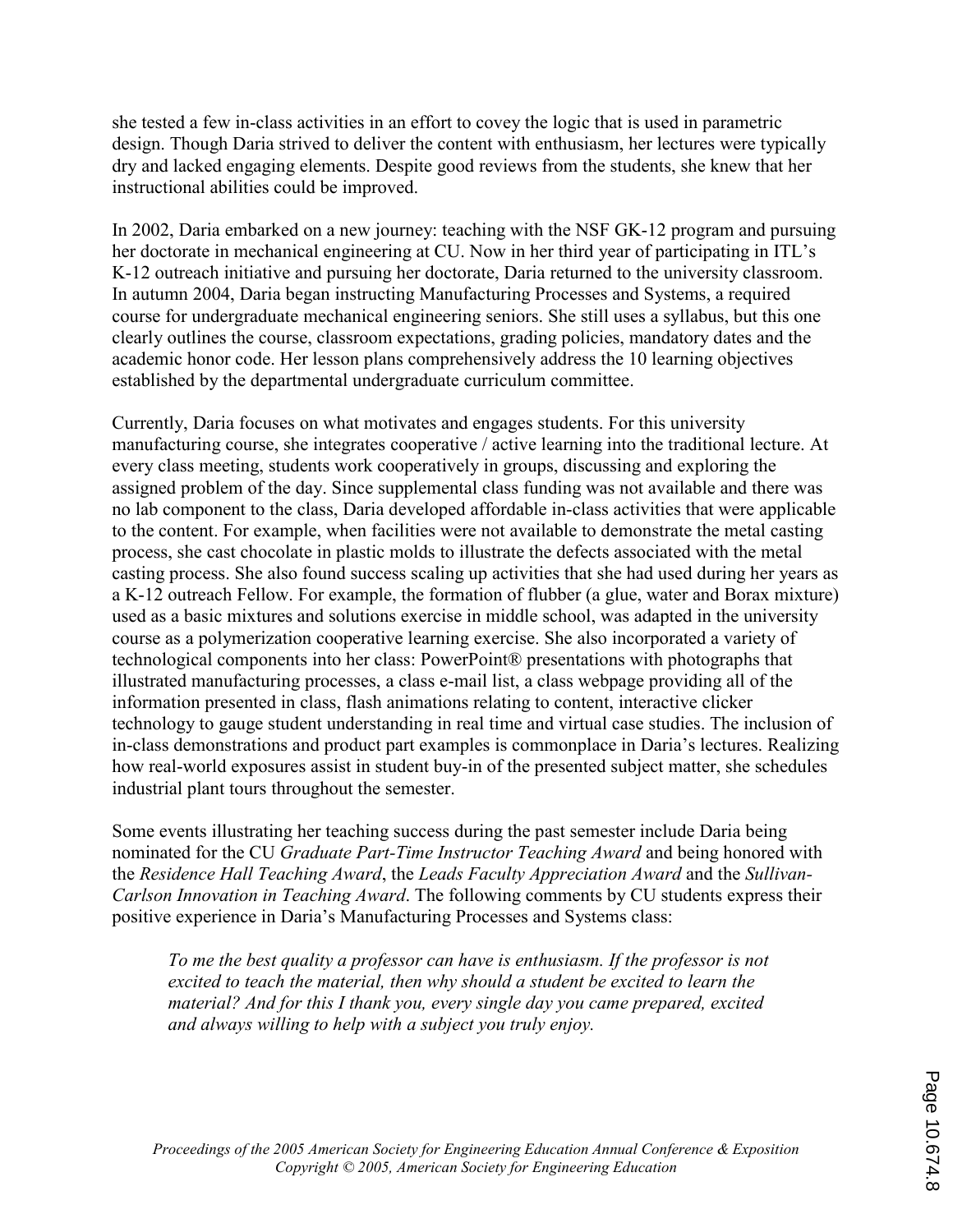she tested a few in-class activities in an effort to covey the logic that is used in parametric design. Though Daria strived to deliver the content with enthusiasm, her lectures were typically dry and lacked engaging elements. Despite good reviews from the students, she knew that her instructional abilities could be improved.

In 2002, Daria embarked on a new journey: teaching with the NSF GK-12 program and pursuing her doctorate in mechanical engineering at CU. Now in her third year of participating in ITL's K-12 outreach initiative and pursuing her doctorate, Daria returned to the university classroom. In autumn 2004, Daria began instructing Manufacturing Processes and Systems, a required course for undergraduate mechanical engineering seniors. She still uses a syllabus, but this one clearly outlines the course, classroom expectations, grading policies, mandatory dates and the academic honor code. Her lesson plans comprehensively address the 10 learning objectives established by the departmental undergraduate curriculum committee.

Currently, Daria focuses on what motivates and engages students. For this university manufacturing course, she integrates cooperative / active learning into the traditional lecture. At every class meeting, students work cooperatively in groups, discussing and exploring the assigned problem of the day. Since supplemental class funding was not available and there was no lab component to the class, Daria developed affordable in-class activities that were applicable to the content. For example, when facilities were not available to demonstrate the metal casting process, she cast chocolate in plastic molds to illustrate the defects associated with the metal casting process. She also found success scaling up activities that she had used during her years as a K-12 outreach Fellow. For example, the formation of flubber (a glue, water and Borax mixture) used as a basic mixtures and solutions exercise in middle school, was adapted in the university course as a polymerization cooperative learning exercise. She also incorporated a variety of technological components into her class: PowerPoint® presentations with photographs that illustrated manufacturing processes, a class e-mail list, a class webpage providing all of the information presented in class, flash animations relating to content, interactive clicker technology to gauge student understanding in real time and virtual case studies. The inclusion of in-class demonstrations and product part examples is commonplace in Daria's lectures. Realizing how real-world exposures assist in student buy-in of the presented subject matter, she schedules industrial plant tours throughout the semester.

Some events illustrating her teaching success during the past semester include Daria being nominated for the CU *Graduate Part-Time Instructor Teaching Award* and being honored with the *Residence Hall Teaching Award*, the *Leads Faculty Appreciation Award* and the *Sullivan-Carlson Innovation in Teaching Award*. The following comments by CU students express their positive experience in Daria's Manufacturing Processes and Systems class:

> *To me the best quality a professor can have is enthusiasm. If the professor is not excited to teach the material, then why should a student be excited to learn the material? And for this I thank you, every single day you came prepared, excited and always willing to help with a subject you truly enjoy.*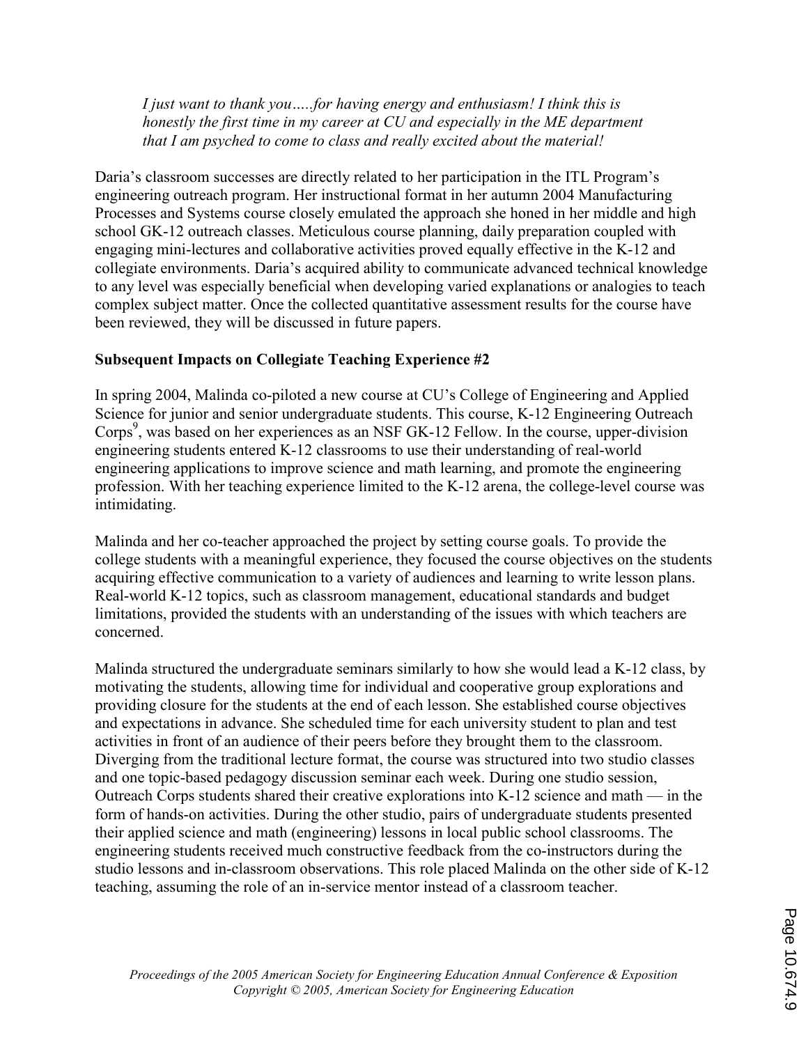*I just want to thank you…..for having energy and enthusiasm! I think this is honestly the first time in my career at CU and especially in the ME department that I am psyched to come to class and really excited about the material!*

Daria's classroom successes are directly related to her participation in the ITL Program's engineering outreach program. Her instructional format in her autumn 2004 Manufacturing Processes and Systems course closely emulated the approach she honed in her middle and high school GK-12 outreach classes. Meticulous course planning, daily preparation coupled with engaging mini-lectures and collaborative activities proved equally effective in the K-12 and collegiate environments. Daria's acquired ability to communicate advanced technical knowledge to any level was especially beneficial when developing varied explanations or analogies to teach complex subject matter. Once the collected quantitative assessment results for the course have been reviewed, they will be discussed in future papers.

**Subsequent Impacts on Collegiate Teaching Experience #2**

In spring 2004, Malinda co-piloted a new course at CU's College of Engineering and Applied Science for junior and senior undergraduate students. This course, K-12 Engineering Outreach Corps[9], was based on her experiences as an NSF GK-12 Fellow. In the course, upper-division engineering students entered K-12 classrooms to use their understanding of real-world engineering applications to improve science and math learning, and promote the engineering profession. With her teaching experience limited to the K-12 arena, the college-level course was intimidating.

Malinda and her co-teacher approached the project by setting course goals. To provide the college students with a meaningful experience, they focused the course objectives on the students acquiring effective communication to a variety of audiences and learning to write lesson plans. Real-world K-12 topics, such as classroom management, educational standards and budget limitations, provided the students with an understanding of the issues with which teachers are concerned.

Malinda structured the undergraduate seminars similarly to how she would lead a K-12 class, by motivating the students, allowing time for individual and cooperative group explorations and providing closure for the students at the end of each lesson. She established course objectives and expectations in advance. She scheduled time for each university student to plan and test activities in front of an audience of their peers before they brought them to the classroom. Diverging from the traditional lecture format, the course was structured into two studio classes and one topic-based pedagogy discussion seminar each week. During one studio session, Outreach Corps students shared their creative explorations into K-12 science and math — in the form of hands-on activities. During the other studio, pairs of undergraduate students presented their applied science and math (engineering) lessons in local public school classrooms. The engineering students received much constructive feedback from the co-instructors during the studio lessons and in-classroom observations. This role placed Malinda on the other side of K-12 teaching, assuming the role of an in-service mentor instead of a classroom teacher.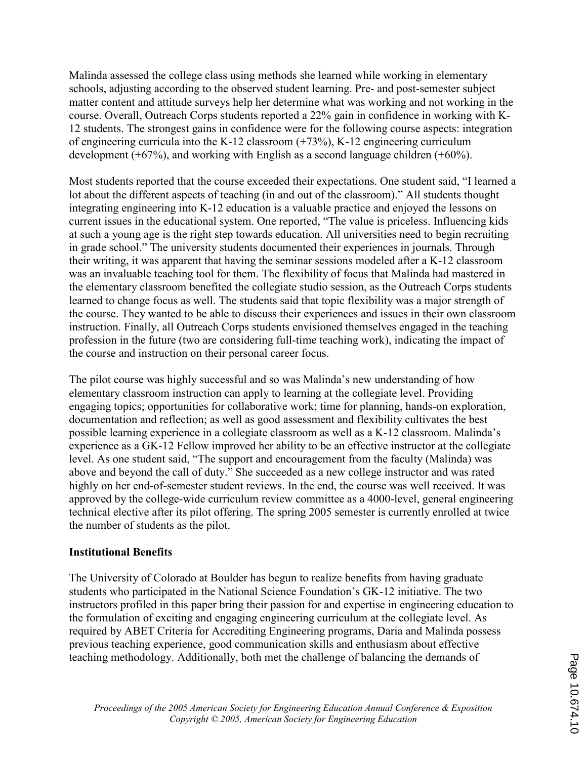Malinda assessed the college class using methods she learned while working in elementary schools, adjusting according to the observed student learning. Pre- and post-semester subject matter content and attitude surveys help her determine what was working and not working in the course. Overall, Outreach Corps students reported a 22% gain in confidence in working with K-12 students. The strongest gains in confidence were for the following course aspects: integration of engineering curricula into the K-12 classroom (+73%), K-12 engineering curriculum development (+67%), and working with English as a second language children (+60%).

Most students reported that the course exceeded their expectations. One student said, "I learned a lot about the different aspects of teaching (in and out of the classroom)." All students thought integrating engineering into K-12 education is a valuable practice and enjoyed the lessons on current issues in the educational system. One reported, "The value is priceless. Influencing kids at such a young age is the right step towards education. All universities need to begin recruiting in grade school." The university students documented their experiences in journals. Through their writing, it was apparent that having the seminar sessions modeled after a K-12 classroom was an invaluable teaching tool for them. The flexibility of focus that Malinda had mastered in the elementary classroom benefited the collegiate studio session, as the Outreach Corps students learned to change focus as well. The students said that topic flexibility was a major strength of the course. They wanted to be able to discuss their experiences and issues in their own classroom instruction. Finally, all Outreach Corps students envisioned themselves engaged in the teaching profession in the future (two are considering full-time teaching work), indicating the impact of the course and instruction on their personal career focus.

The pilot course was highly successful and so was Malinda's new understanding of how elementary classroom instruction can apply to learning at the collegiate level. Providing engaging topics; opportunities for collaborative work; time for planning, hands-on exploration, documentation and reflection; as well as good assessment and flexibility cultivates the best possible learning experience in a collegiate classroom as well as a K-12 classroom. Malinda's experience as a GK-12 Fellow improved her ability to be an effective instructor at the collegiate level. As one student said, "The support and encouragement from the faculty (Malinda) was above and beyond the call of duty." She succeeded as a new college instructor and was rated highly on her end-of-semester student reviews. In the end, the course was well received. It was approved by the college-wide curriculum review committee as a 4000-level, general engineering technical elective after its pilot offering. The spring 2005 semester is currently enrolled at twice the number of students as the pilot.

**Institutional Benefits**

The University of Colorado at Boulder has begun to realize benefits from having graduate students who participated in the National Science Foundation's GK-12 initiative. The two instructors profiled in this paper bring their passion for and expertise in engineering education to the formulation of exciting and engaging engineering curriculum at the collegiate level. As required by ABET Criteria for Accrediting Engineering programs, Daria and Malinda possess previous teaching experience, good communication skills and enthusiasm about effective teaching methodology. Additionally, both met the challenge of balancing the demands of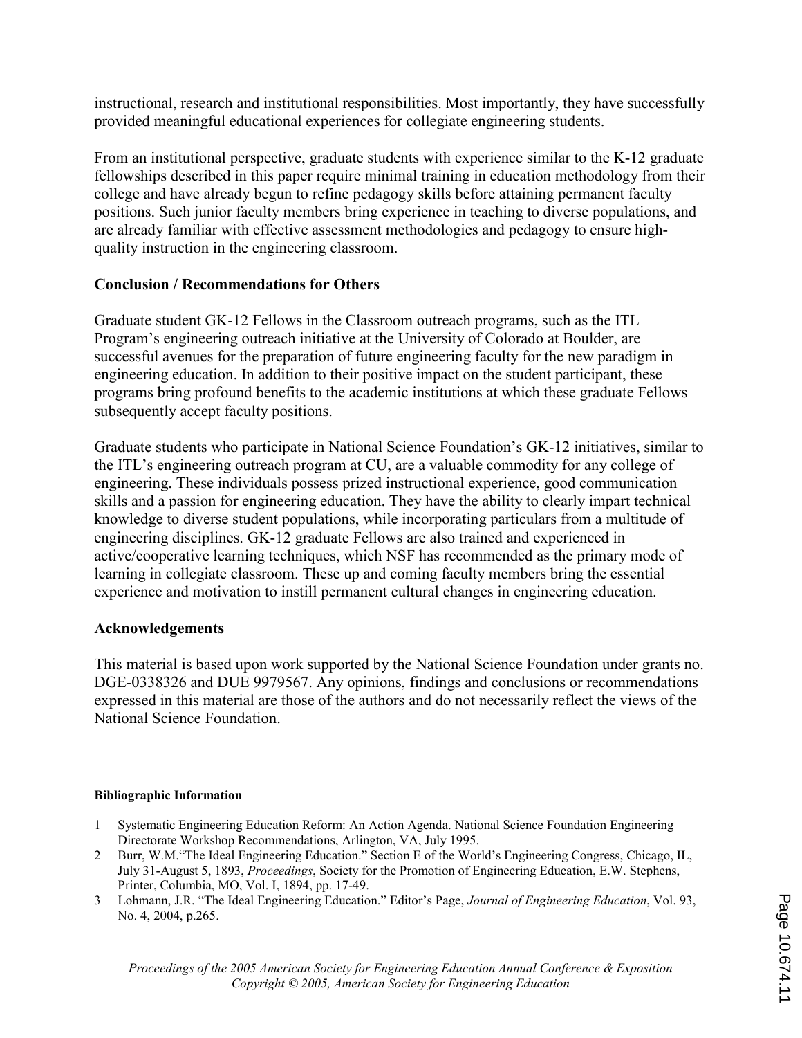instructional, research and institutional responsibilities. Most importantly, they have successfully provided meaningful educational experiences for collegiate engineering students.

From an institutional perspective, graduate students with experience similar to the K-12 graduate fellowships described in this paper require minimal training in education methodology from their college and have already begun to refine pedagogy skills before attaining permanent faculty positions. Such junior faculty members bring experience in teaching to diverse populations, and are already familiar with effective assessment methodologies and pedagogy to ensure high-quality instruction in the engineering classroom.

## Conclusion / Recommendations for Others

Graduate student GK-12 Fellows in the Classroom outreach programs, such as the ITL Program's engineering outreach initiative at the University of Colorado at Boulder, are successful avenues for the preparation of future engineering faculty for the new paradigm in engineering education. In addition to their positive impact on the student participant, these programs bring profound benefits to the academic institutions at which these graduate Fellows subsequently accept faculty positions.

Graduate students who participate in National Science Foundation's GK-12 initiatives, similar to the ITL's engineering outreach program at CU, are a valuable commodity for any college of engineering. These individuals possess prized instructional experience, good communication skills and a passion for engineering education. They have the ability to clearly impart technical knowledge to diverse student populations, while incorporating particulars from a multitude of engineering disciplines. GK-12 graduate Fellows are also trained and experienced in active/cooperative learning techniques, which NSF has recommended as the primary mode of learning in collegiate classroom. These up and coming faculty members bring the essential experience and motivation to instill permanent cultural changes in engineering education.

## Acknowledgements

This material is based upon work supported by the National Science Foundation under grants no. DGE-0338326 and DUE 9979567. Any opinions, findings and conclusions or recommendations expressed in this material are those of the authors and do not necessarily reflect the views of the National Science Foundation.

### Bibliographic Information

1. Systematic Engineering Education Reform: An Action Agenda. National Science Foundation Engineering Directorate Workshop Recommendations, Arlington, VA, July 1995.
2. Burr, W.M."The Ideal Engineering Education." Section E of the World's Engineering Congress, Chicago, IL, July 31-August 5, 1893, *Proceedings*, Society for the Promotion of Engineering Education, E.W. Stephens, Printer, Columbia, MO, Vol. I, 1894, pp. 17-49.
3. Lohmann, J.R. "The Ideal Engineering Education." Editor's Page, *Journal of Engineering Education*, Vol. 93, No. 4, 2004, p.265.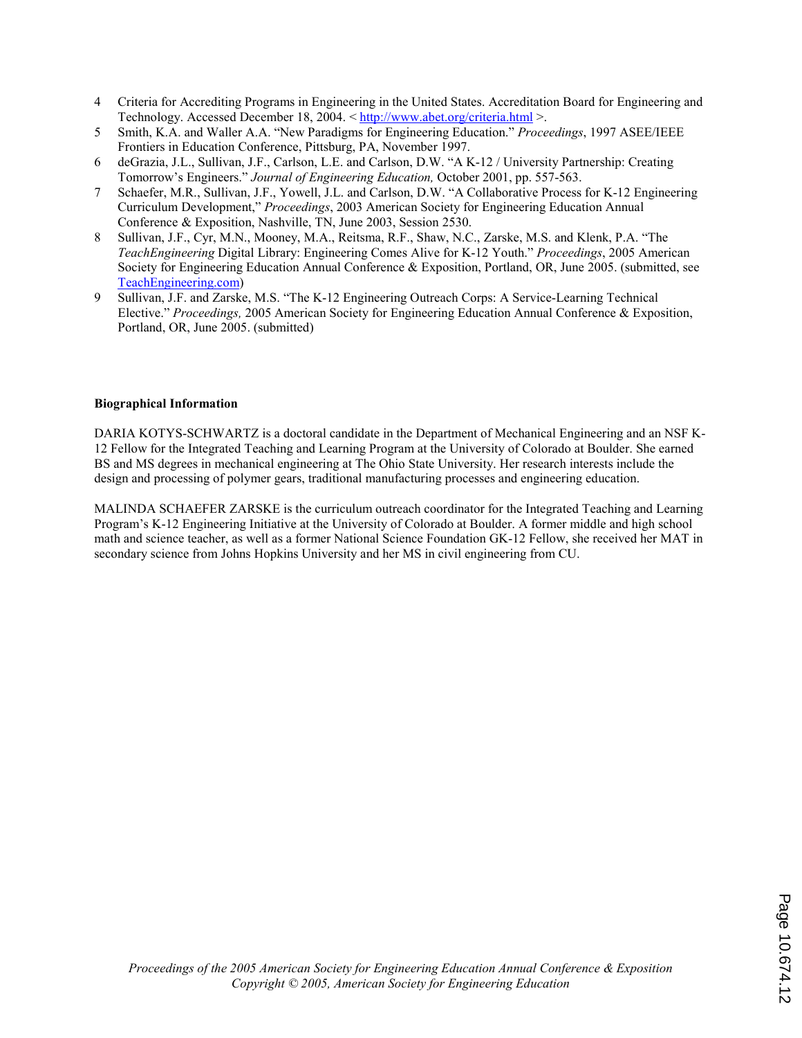4 Criteria for Accrediting Programs in Engineering in the United States. Accreditation Board for Engineering and Technology. Accessed December 18, 2004. < http://www.abet.org/criteria.html >.

5 Smith, K.A. and Waller A.A. "New Paradigms for Engineering Education." *Proceedings*, 1997 ASEE/IEEE Frontiers in Education Conference, Pittsburg, PA, November 1997.

6 deGrazia, J.L., Sullivan, J.F., Carlson, L.E. and Carlson, D.W. "A K-12 / University Partnership: Creating Tomorrow's Engineers." *Journal of Engineering Education,* October 2001, pp. 557-563.

7 Schaefer, M.R., Sullivan, J.F., Yowell, J.L. and Carlson, D.W. "A Collaborative Process for K-12 Engineering Curriculum Development," *Proceedings*, 2003 American Society for Engineering Education Annual Conference & Exposition, Nashville, TN, June 2003, Session 2530.

8 Sullivan, J.F., Cyr, M.N., Mooney, M.A., Reitsma, R.F., Shaw, N.C., Zarske, M.S. and Klenk, P.A. "The *TeachEngineering* Digital Library: Engineering Comes Alive for K-12 Youth." *Proceedings*, 2005 American Society for Engineering Education Annual Conference & Exposition, Portland, OR, June 2005. (submitted, see TeachEngineering.com)

9 Sullivan, J.F. and Zarske, M.S. "The K-12 Engineering Outreach Corps: A Service-Learning Technical Elective." *Proceedings,* 2005 American Society for Engineering Education Annual Conference & Exposition, Portland, OR, June 2005. (submitted)

**Biographical Information**

DARIA KOTYS-SCHWARTZ is a doctoral candidate in the Department of Mechanical Engineering and an NSF K-12 Fellow for the Integrated Teaching and Learning Program at the University of Colorado at Boulder. She earned BS and MS degrees in mechanical engineering at The Ohio State University. Her research interests include the design and processing of polymer gears, traditional manufacturing processes and engineering education.

MALINDA SCHAEFER ZARSKE is the curriculum outreach coordinator for the Integrated Teaching and Learning Program's K-12 Engineering Initiative at the University of Colorado at Boulder. A former middle and high school math and science teacher, as well as a former National Science Foundation GK-12 Fellow, she received her MAT in secondary science from Johns Hopkins University and her MS in civil engineering from CU.